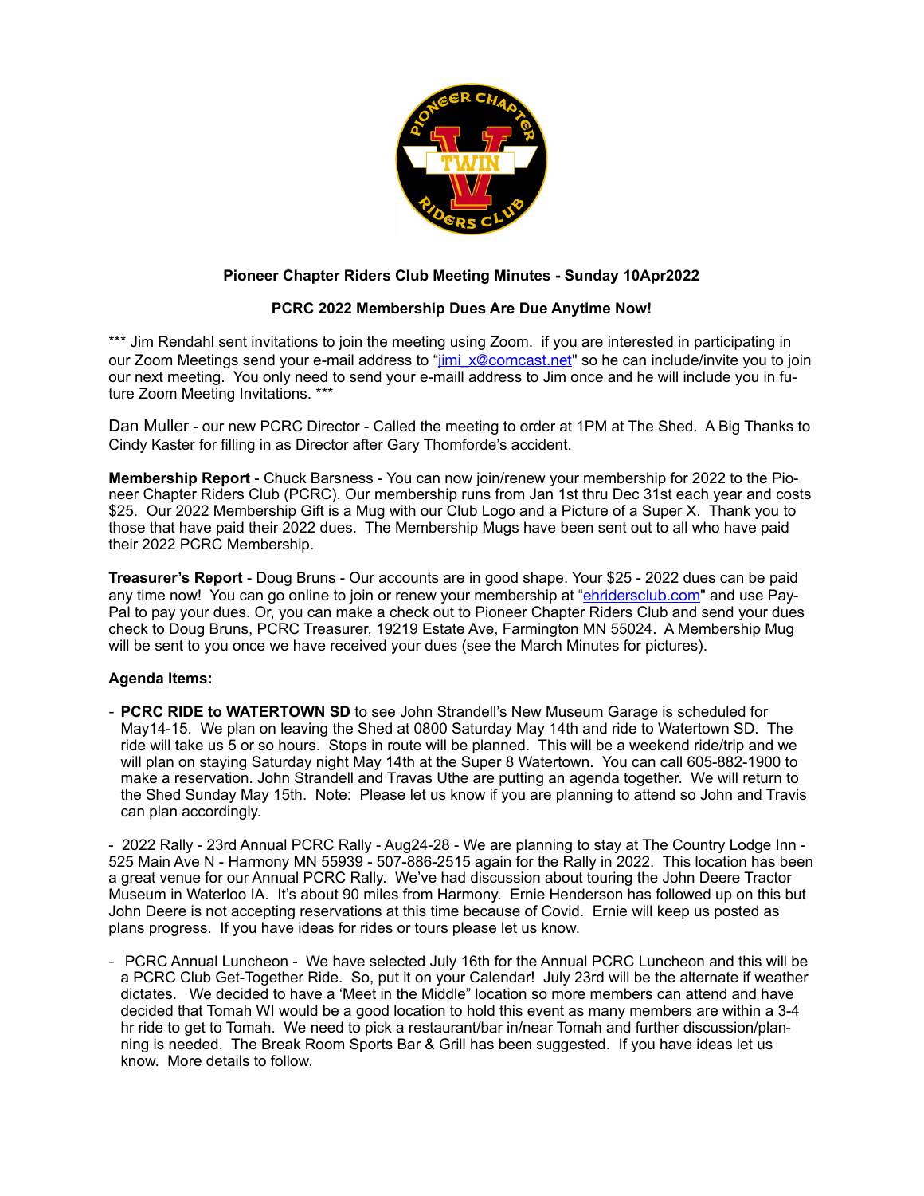**Pioneer Chapter Riders Club Meeting Minutes - Sunday 10Apr2022**

**PCRC 2022 Membership Dues Are Due Anytime Now!**

*** Jim Rendahl sent invitations to join the meeting using Zoom. if you are interested in participating in our Zoom Meetings send your e-mail address to "jimi_x@comcast.net" so he can include/invite you to join our next meeting. You only need to send your e-maill address to Jim once and he will include you in future Zoom Meeting Invitations. ***

Dan Muller - our new PCRC Director - Called the meeting to order at 1PM at The Shed. A Big Thanks to Cindy Kaster for filling in as Director after Gary Thomforde's accident.

**Membership Report** - Chuck Barsness - You can now join/renew your membership for 2022 to the Pioneer Chapter Riders Club (PCRC). Our membership runs from Jan 1st thru Dec 31st each year and costs $25. Our 2022 Membership Gift is a Mug with our Club Logo and a Picture of a Super X. Thank you to those that have paid their 2022 dues. The Membership Mugs have been sent out to all who have paid their 2022 PCRC Membership.

**Treasurer's Report** - Doug Bruns - Our accounts are in good shape. Your $25 - 2022 dues can be paid any time now! You can go online to join or renew your membership at "ehridersclub.com" and use PayPal to pay your dues. Or, you can make a check out to Pioneer Chapter Riders Club and send your dues check to Doug Bruns, PCRC Treasurer, 19219 Estate Ave, Farmington MN 55024. A Membership Mug will be sent to you once we have received your dues (see the March Minutes for pictures).

**Agenda Items:**

- **PCRC RIDE to WATERTOWN SD** to see John Strandell's New Museum Garage is scheduled for May14-15. We plan on leaving the Shed at 0800 Saturday May 14th and ride to Watertown SD. The ride will take us 5 or so hours. Stops in route will be planned. This will be a weekend ride/trip and we will plan on staying Saturday night May 14th at the Super 8 Watertown. You can call 605-882-1900 to make a reservation. John Strandell and Travas Uthe are putting an agenda together. We will return to the Shed Sunday May 15th. Note: Please let us know if you are planning to attend so John and Travis can plan accordingly.

- 2022 Rally - 23rd Annual PCRC Rally - Aug24-28 - We are planning to stay at The Country Lodge Inn - 525 Main Ave N - Harmony MN 55939 - 507-886-2515 again for the Rally in 2022. This location has been a great venue for our Annual PCRC Rally. We've had discussion about touring the John Deere Tractor Museum in Waterloo IA. It's about 90 miles from Harmony. Ernie Henderson has followed up on this but John Deere is not accepting reservations at this time because of Covid. Ernie will keep us posted as plans progress. If you have ideas for rides or tours please let us know.

- PCRC Annual Luncheon - We have selected July 16th for the Annual PCRC Luncheon and this will be a PCRC Club Get-Together Ride. So, put it on your Calendar! July 23rd will be the alternate if weather dictates. We decided to have a 'Meet in the Middle" location so more members can attend and have decided that Tomah WI would be a good location to hold this event as many members are within a 3-4 hr ride to get to Tomah. We need to pick a restaurant/bar in/near Tomah and further discussion/planning is needed. The Break Room Sports Bar & Grill has been suggested. If you have ideas let us know. More details to follow.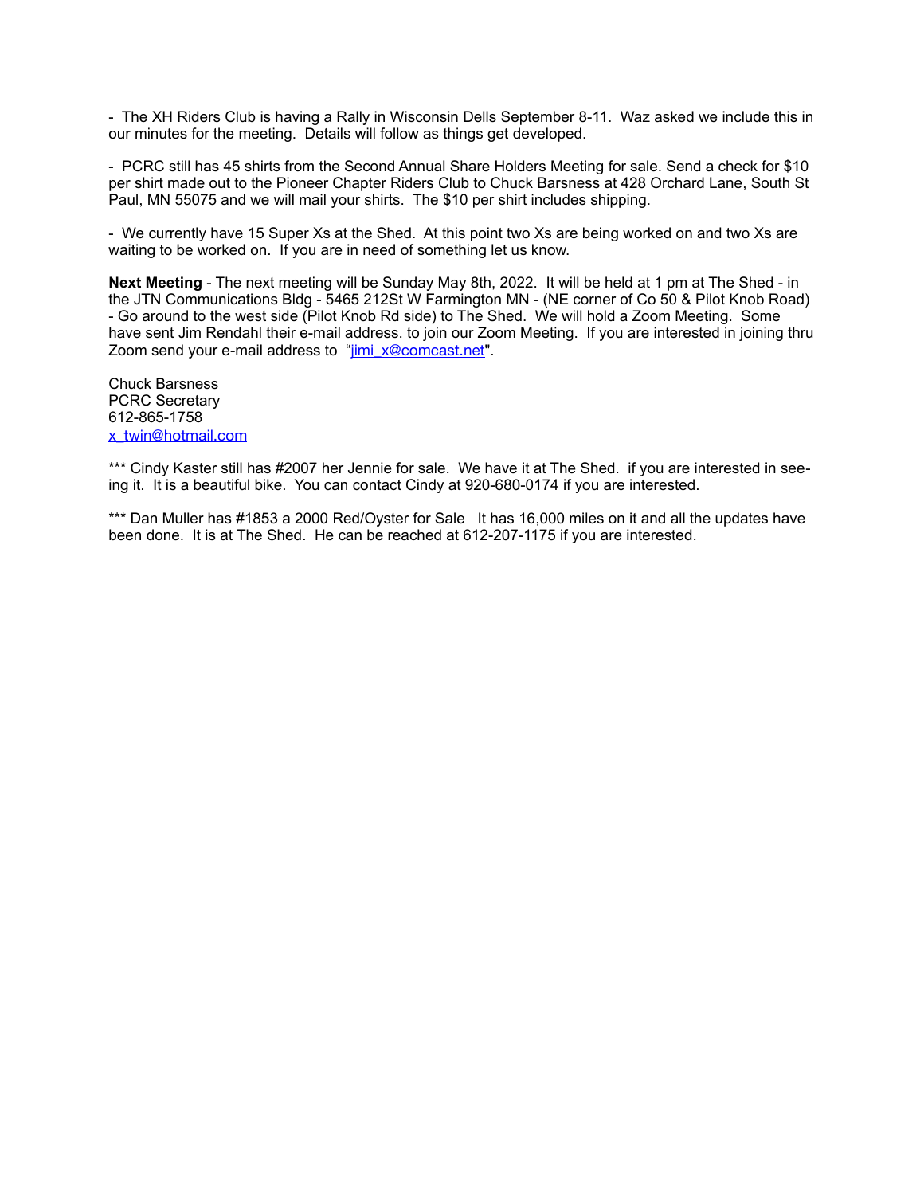- The XH Riders Club is having a Rally in Wisconsin Dells September 8-11. Waz asked we include this in our minutes for the meeting. Details will follow as things get developed.

- PCRC still has 45 shirts from the Second Annual Share Holders Meeting for sale. Send a check for $10 per shirt made out to the Pioneer Chapter Riders Club to Chuck Barsness at 428 Orchard Lane, South St Paul, MN 55075 and we will mail your shirts. The $10 per shirt includes shipping.

- We currently have 15 Super Xs at the Shed. At this point two Xs are being worked on and two Xs are waiting to be worked on. If you are in need of something let us know.

**Next Meeting** - The next meeting will be Sunday May 8th, 2022. It will be held at 1 pm at The Shed - in the JTN Communications Bldg - 5465 212St W Farmington MN - (NE corner of Co 50 & Pilot Knob Road) - Go around to the west side (Pilot Knob Rd side) to The Shed. We will hold a Zoom Meeting. Some have sent Jim Rendahl their e-mail address. to join our Zoom Meeting. If you are interested in joining thru Zoom send your e-mail address to "jimi_x@comcast.net".

Chuck Barsness
PCRC Secretary
612-865-1758
x_twin@hotmail.com

*** Cindy Kaster still has #2007 her Jennie for sale. We have it at The Shed. if you are interested in seeing it. It is a beautiful bike. You can contact Cindy at 920-680-0174 if you are interested.

*** Dan Muller has #1853 a 2000 Red/Oyster for Sale It has 16,000 miles on it and all the updates have been done. It is at The Shed. He can be reached at 612-207-1175 if you are interested.